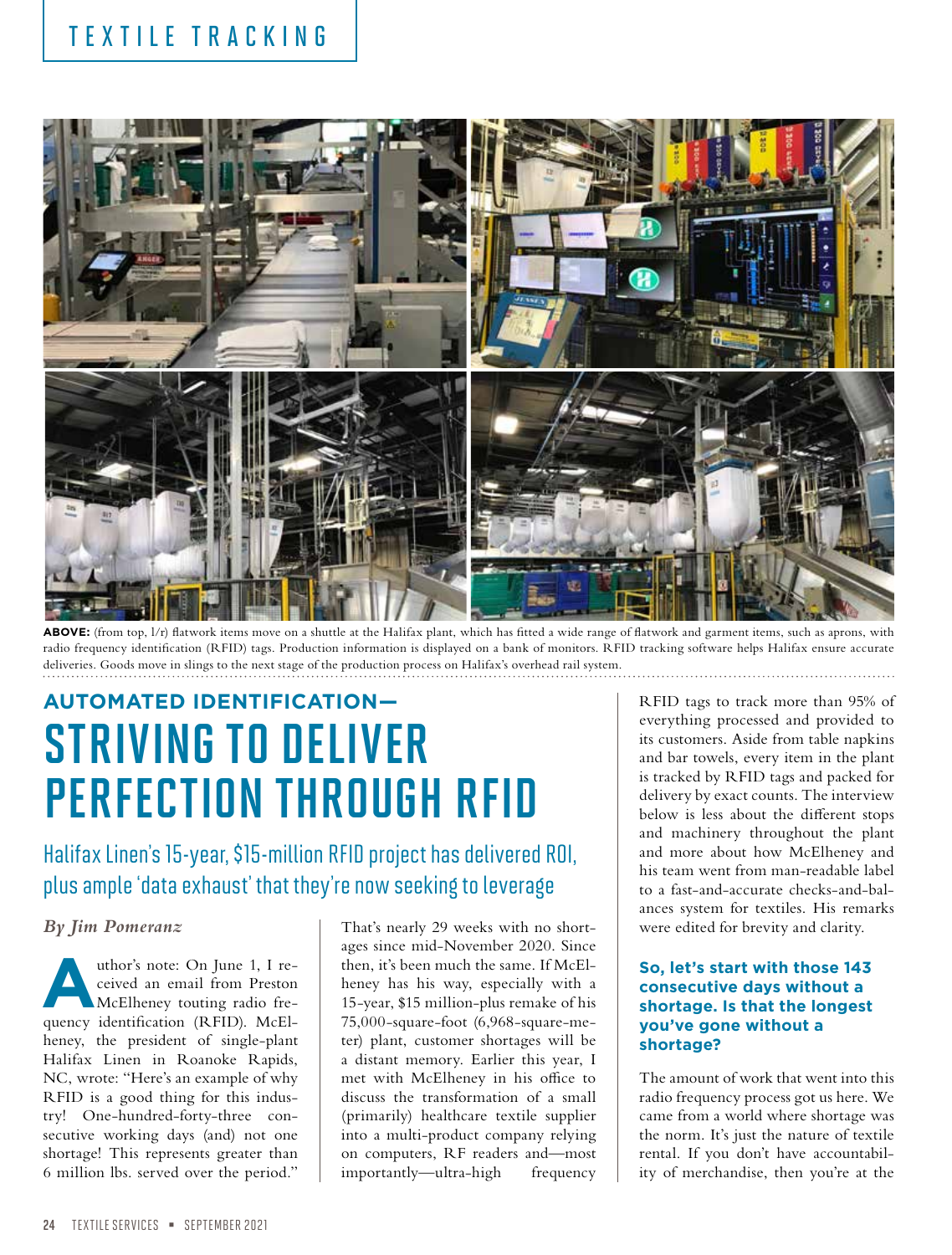TEXTILE TRACKING

**ABOVE:** (from top, l/r) flatwork items move on a shuttle at the Halifax plant, which has fitted a wide range of flatwork and garment items, such as aprons, with radio frequency identification (RFID) tags. Production information is displayed on a bank of monitors. RFID tracking software helps Halifax ensure accurate deliveries. Goods move in slings to the next stage of the production process on Halifax's overhead rail system.

## AUTOMATED IDENTIFICATION—

# STRIVING TO DELIVER PERFECTION THROUGH RFID

### Halifax Linen's 15-year, $15-million RFID project has delivered ROI, plus ample 'data exhaust' that they're now seeking to leverage

***By Jim Pomeranz***

Author's note: On June 1, I received an email from Preston McElheney touting radio frequency identification (RFID). McElheney, the president of single-plant Halifax Linen in Roanoke Rapids, NC, wrote: "Here's an example of why RFID is a good thing for this industry! One-hundred-forty-three consecutive working days (and) not one shortage! This represents greater than 6 million lbs. served over the period." That's nearly 29 weeks with no shortages since mid-November 2020. Since then, it's been much the same. If McElheney has his way, especially with a 15-year, $15 million-plus remake of his 75,000-square-foot (6,968-square-meter) plant, customer shortages will be a distant memory. Earlier this year, I met with McElheney in his office to discuss the transformation of a small (primarily) healthcare textile supplier into a multi-product company relying on computers, RF readers and—most importantly—ultra-high frequency RFID tags to track more than 95% of everything processed and provided to its customers. Aside from table napkins and bar towels, every item in the plant is tracked by RFID tags and packed for delivery by exact counts. The interview below is less about the different stops and machinery throughout the plant and more about how McElheney and his team went from man-readable label to a fast-and-accurate checks-and-balances system for textiles. His remarks were edited for brevity and clarity.

**So, let's start with those 143 consecutive days without a shortage. Is that the longest you've gone without a shortage?**

The amount of work that went into this radio frequency process got us here. We came from a world where shortage was the norm. It's just the nature of textile rental. If you don't have accountability of merchandise, then you're at the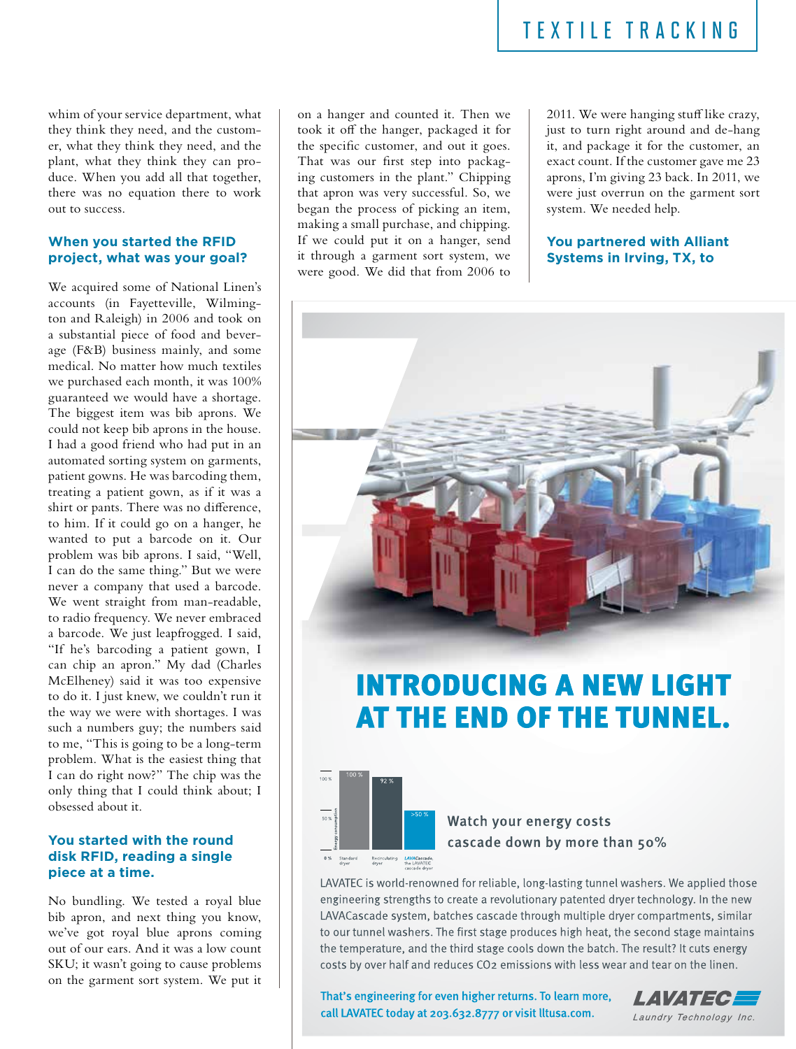whim of your service department, what they think they need, and the customer, what they think they need, and the plant, what they think they can produce. When you add all that together, there was no equation there to work out to success.

### When you started the RFID project, what was your goal?

We acquired some of National Linen's accounts (in Fayetteville, Wilmington and Raleigh) in 2006 and took on a substantial piece of food and beverage (F&B) business mainly, and some medical. No matter how much textiles we purchased each month, it was 100% guaranteed we would have a shortage. The biggest item was bib aprons. We could not keep bib aprons in the house. I had a good friend who had put in an automated sorting system on garments, patient gowns. He was barcoding them, treating a patient gown, as if it was a shirt or pants. There was no difference, to him. If it could go on a hanger, he wanted to put a barcode on it. Our problem was bib aprons. I said, "Well, I can do the same thing." But we were never a company that used a barcode. We went straight from man-readable, to radio frequency. We never embraced a barcode. We just leapfrogged. I said, "If he's barcoding a patient gown, I can chip an apron." My dad (Charles McElheney) said it was too expensive to do it. I just knew, we couldn't run it the way we were with shortages. I was such a numbers guy; the numbers said to me, "This is going to be a long-term problem. What is the easiest thing that I can do right now?" The chip was the only thing that I could think about; I obsessed about it.

### You started with the round disk RFID, reading a single piece at a time.

No bundling. We tested a royal blue bib apron, and next thing you know, we've got royal blue aprons coming out of our ears. And it was a low count SKU; it wasn't going to cause problems on the garment sort system. We put it on a hanger and counted it. Then we took it off the hanger, packaged it for the specific customer, and out it goes. That was our first step into packaging customers in the plant." Chipping that apron was very successful. So, we began the process of picking an item, making a small purchase, and chipping. If we could put it on a hanger, send it through a garment sort system, we were good. We did that from 2006 to 2011. We were hanging stuff like crazy, just to turn right around and de-hang it, and package it for the customer, an exact count. If the customer gave me 23 aprons, I'm giving 23 back. In 2011, we were just overrun on the garment sort system. We needed help.

### You partnered with Alliant Systems in Irving, TX, to

---

## INTRODUCING A NEW LIGHT AT THE END OF THE TUNNEL.

| | Standard dryer | Recirculating dryer | LAVACascade, the LAVATEC cascade dryer |
|---|---|---|---|
| Energy consumption | 100 % | 92 % | >50 % |

Watch your energy costs cascade down by more than 50%

LAVATEC is world-renowned for reliable, long-lasting tunnel washers. We applied those engineering strengths to create a revolutionary patented dryer technology. In the new LAVACascade system, batches cascade through multiple dryer compartments, similar to our tunnel washers. The first stage produces high heat, the second stage maintains the temperature, and the third stage cools down the batch. The result? It cuts energy costs by over half and reduces $CO_2$ emissions with less wear and tear on the linen.

**That's engineering for even higher returns. To learn more, call LAVATEC today at 203.632.8777 or visit lltusa.com.**

LAVATEC Laundry Technology Inc.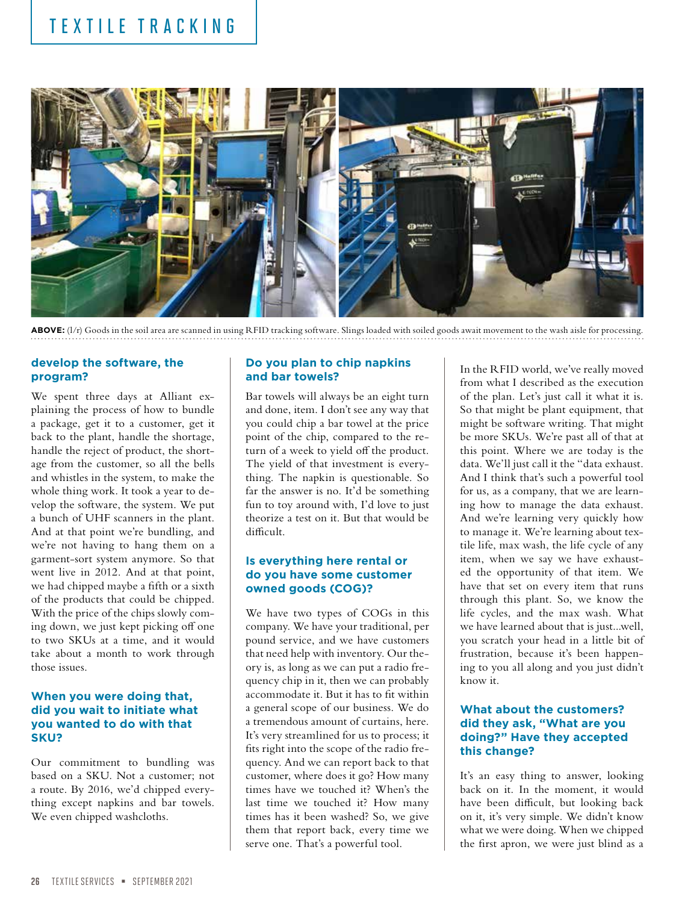**ABOVE:** (l/r) Goods in the soil area are scanned in using RFID tracking software. Slings loaded with soiled goods await movement to the wash aisle for processing.

### develop the software, the program?

We spent three days at Alliant explaining the process of how to bundle a package, get it to a customer, get it back to the plant, handle the shortage, handle the reject of product, the shortage from the customer, so all the bells and whistles in the system, to make the whole thing work. It took a year to develop the software, the system. We put a bunch of UHF scanners in the plant. And at that point we're bundling, and we're not having to hang them on a garment-sort system anymore. So that went live in 2012. And at that point, we had chipped maybe a fifth or a sixth of the products that could be chipped. With the price of the chips slowly coming down, we just kept picking off one to two SKUs at a time, and it would take about a month to work through those issues.

### When you were doing that, did you wait to initiate what you wanted to do with that SKU?

Our commitment to bundling was based on a SKU. Not a customer; not a route. By 2016, we'd chipped everything except napkins and bar towels. We even chipped washcloths.

### Do you plan to chip napkins and bar towels?

Bar towels will always be an eight turn and done, item. I don't see any way that you could chip a bar towel at the price point of the chip, compared to the return of a week to yield off the product. The yield of that investment is everything. The napkin is questionable. So far the answer is no. It'd be something fun to toy around with, I'd love to just theorize a test on it. But that would be difficult.

### Is everything here rental or do you have some customer owned goods (COG)?

We have two types of COGs in this company. We have your traditional, per pound service, and we have customers that need help with inventory. Our theory is, as long as we can put a radio frequency chip in it, then we can probably accommodate it. But it has to fit within a general scope of our business. We do a tremendous amount of curtains, here. It's very streamlined for us to process; it fits right into the scope of the radio frequency. And we can report back to that customer, where does it go? How many times have we touched it? When's the last time we touched it? How many times has it been washed? So, we give them that report back, every time we serve one. That's a powerful tool.

In the RFID world, we've really moved from what I described as the execution of the plan. Let's just call it what it is. So that might be plant equipment, that might be software writing. That might be more SKUs. We're past all of that at this point. Where we are today is the data. We'll just call it the "data exhaust. And I think that's such a powerful tool for us, as a company, that we are learning how to manage the data exhaust. And we're learning very quickly how to manage it. We're learning about textile life, max wash, the life cycle of any item, when we say we have exhausted the opportunity of that item. We have that set on every item that runs through this plant. So, we know the life cycles, and the max wash. What we have learned about that is just...well, you scratch your head in a little bit of frustration, because it's been happening to you all along and you just didn't know it.

### What about the customers? did they ask, "What are you doing?" Have they accepted this change?

It's an easy thing to answer, looking back on it. In the moment, it would have been difficult, but looking back on it, it's very simple. We didn't know what we were doing. When we chipped the first apron, we were just blind as a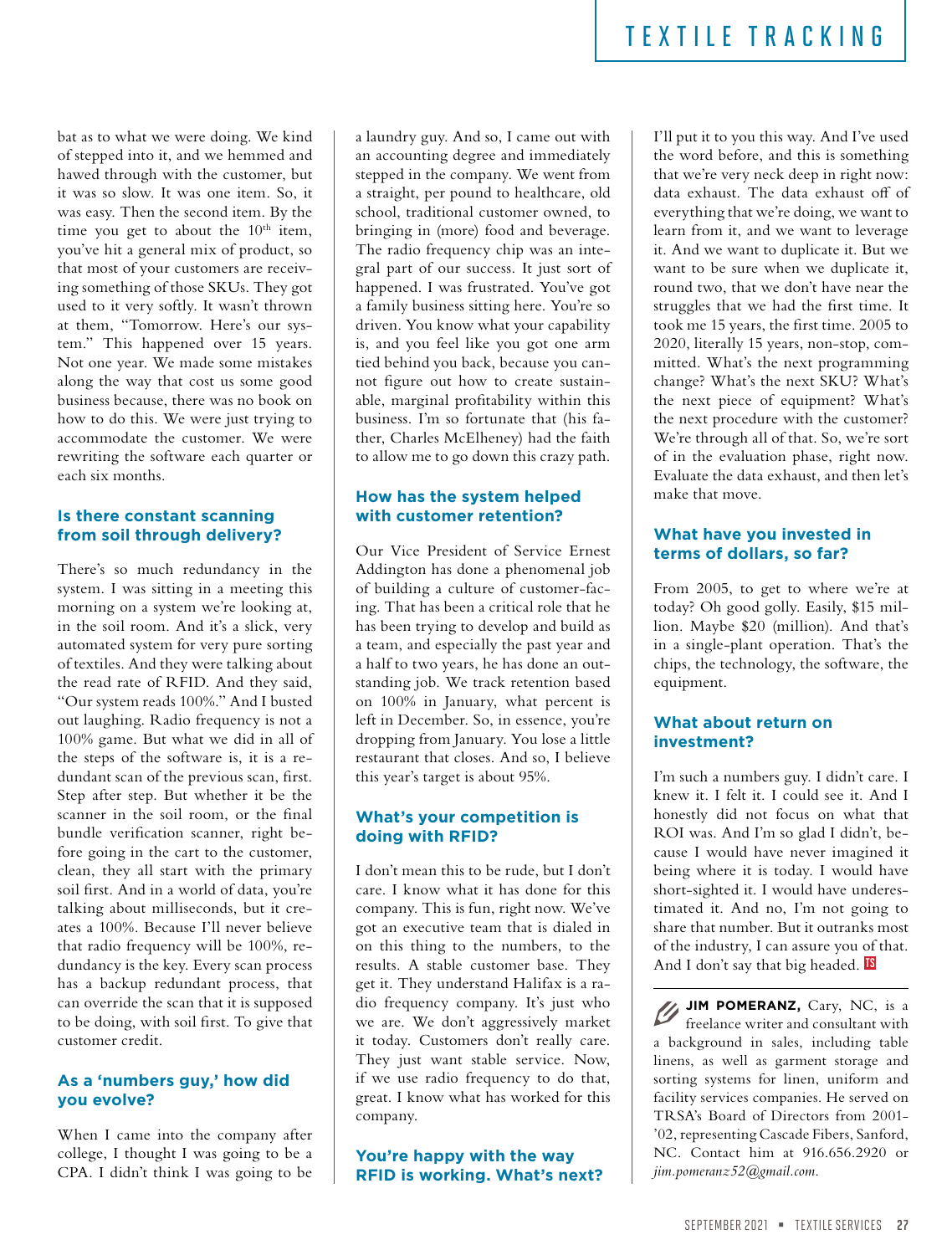bat as to what we were doing. We kind of stepped into it, and we hemmed and hawed through with the customer, but it was so slow. It was one item. So, it was easy. Then the second item. By the time you get to about the 10th item, you've hit a general mix of product, so that most of your customers are receiving something of those SKUs. They got used to it very softly. It wasn't thrown at them, "Tomorrow. Here's our system." This happened over 15 years. Not one year. We made some mistakes along the way that cost us some good business because, there was no book on how to do this. We were just trying to accommodate the customer. We were rewriting the software each quarter or each six months.

### Is there constant scanning from soil through delivery?

There's so much redundancy in the system. I was sitting in a meeting this morning on a system we're looking at, in the soil room. And it's a slick, very automated system for very pure sorting of textiles. And they were talking about the read rate of RFID. And they said, "Our system reads 100%." And I busted out laughing. Radio frequency is not a 100% game. But what we did in all of the steps of the software is, it is a redundant scan of the previous scan, first. Step after step. But whether it be the scanner in the soil room, or the final bundle verification scanner, right before going in the cart to the customer, clean, they all start with the primary soil first. And in a world of data, you're talking about milliseconds, but it creates a 100%. Because I'll never believe that radio frequency will be 100%, redundancy is the key. Every scan process has a backup redundant process, that can override the scan that it is supposed to be doing, with soil first. To give that customer credit.

### As a 'numbers guy,' how did you evolve?

When I came into the company after college, I thought I was going to be a CPA. I didn't think I was going to be a laundry guy. And so, I came out with an accounting degree and immediately stepped in the company. We went from a straight, per pound to healthcare, old school, traditional customer owned, to bringing in (more) food and beverage. The radio frequency chip was an integral part of our success. It just sort of happened. I was frustrated. You've got a family business sitting here. You're so driven. You know what your capability is, and you feel like you got one arm tied behind you back, because you cannot figure out how to create sustainable, marginal profitability within this business. I'm so fortunate that (his father, Charles McElheney) had the faith to allow me to go down this crazy path.

### How has the system helped with customer retention?

Our Vice President of Service Ernest Addington has done a phenomenal job of building a culture of customer-facing. That has been a critical role that he has been trying to develop and build as a team, and especially the past year and a half to two years, he has done an outstanding job. We track retention based on 100% in January, what percent is left in December. So, in essence, you're dropping from January. You lose a little restaurant that closes. And so, I believe this year's target is about 95%.

### What's your competition is doing with RFID?

I don't mean this to be rude, but I don't care. I know what it has done for this company. This is fun, right now. We've got an executive team that is dialed in on this thing to the numbers, to the results. A stable customer base. They get it. They understand Halifax is a radio frequency company. It's just who we are. We don't aggressively market it today. Customers don't really care. They just want stable service. Now, if we use radio frequency to do that, great. I know what has worked for this company.

### You're happy with the way RFID is working. What's next?

I'll put it to you this way. And I've used the word before, and this is something that we're very neck deep in right now: data exhaust. The data exhaust off of everything that we're doing, we want to learn from it, and we want to leverage it. And we want to duplicate it. But we want to be sure when we duplicate it, round two, that we don't have near the struggles that we had the first time. It took me 15 years, the first time. 2005 to 2020, literally 15 years, non-stop, committed. What's the next programming change? What's the next SKU? What's the next piece of equipment? What's the next procedure with the customer? We're through all of that. So, we're sort of in the evaluation phase, right now. Evaluate the data exhaust, and then let's make that move.

### What have you invested in terms of dollars, so far?

From 2005, to get to where we're at today? Oh good golly. Easily, $15 million. Maybe $20 (million). And that's in a single-plant operation. That's the chips, the technology, the software, the equipment.

### What about return on investment?

I'm such a numbers guy. I didn't care. I knew it. I felt it. I could see it. And I honestly did not focus on what that ROI was. And I'm so glad I didn't, because I would have never imagined it being where it is today. I would have short-sighted it. I would have underestimated it. And no, I'm not going to share that number. But it outranks most of the industry, I can assure you of that. And I don't say that big headed. TS

---

**JIM POMERANZ,** Cary, NC, is a freelance writer and consultant with a background in sales, including table linens, as well as garment storage and sorting systems for linen, uniform and facility services companies. He served on TRSA's Board of Directors from 2001-'02, representing Cascade Fibers, Sanford, NC. Contact him at 916.656.2920 or *jim.pomeranz52@gmail.com*.